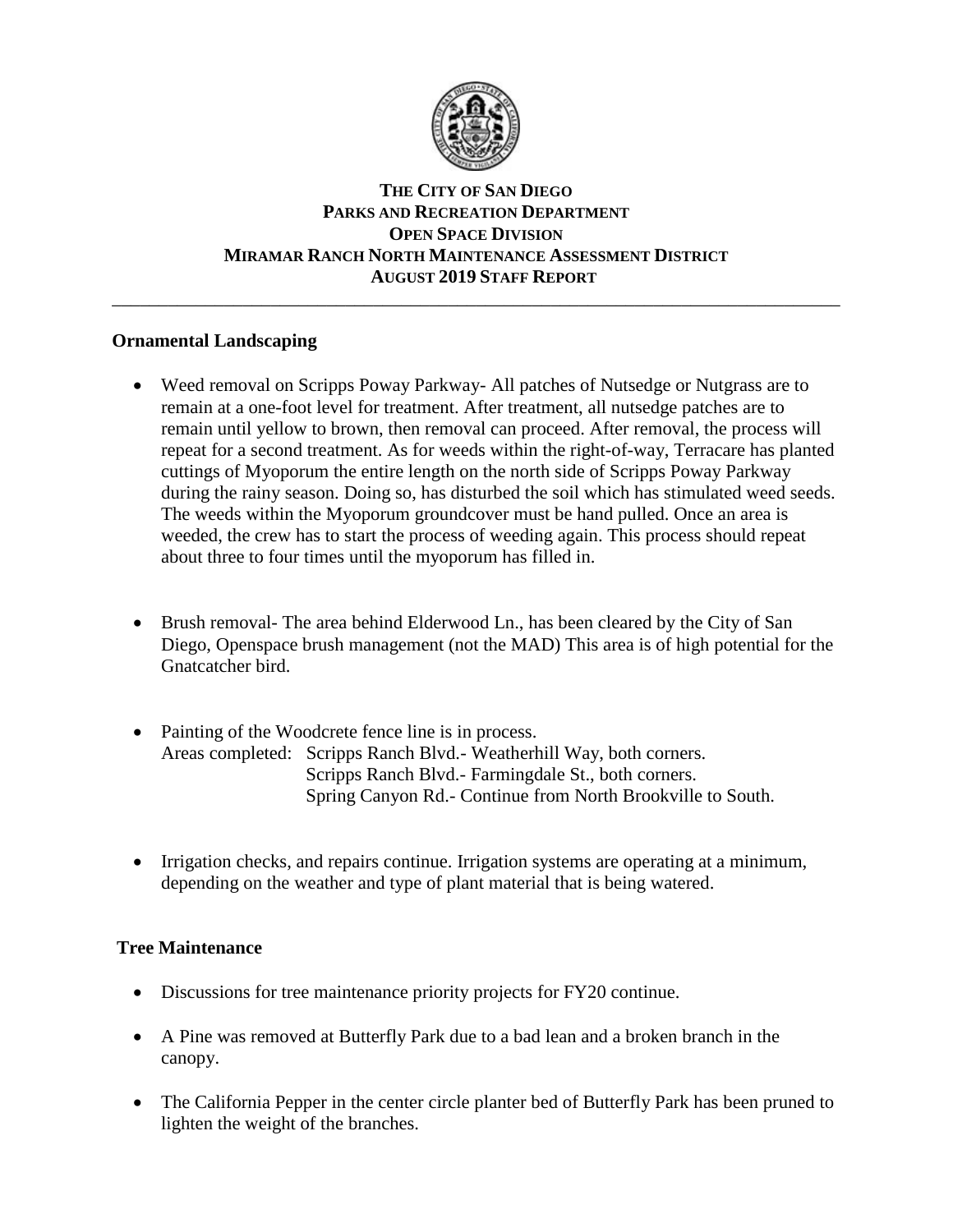**THE CITY OF SAN DIEGO**
**PARKS AND RECREATION DEPARTMENT**
**OPEN SPACE DIVISION**
**MIRAMAR RANCH NORTH MAINTENANCE ASSESSMENT DISTRICT**
**AUGUST 2019 STAFF REPORT**

---

## Ornamental Landscaping

- Weed removal on Scripps Poway Parkway- All patches of Nutsedge or Nutgrass are to remain at a one-foot level for treatment. After treatment, all nutsedge patches are to remain until yellow to brown, then removal can proceed. After removal, the process will repeat for a second treatment. As for weeds within the right-of-way, Terracare has planted cuttings of Myoporum the entire length on the north side of Scripps Poway Parkway during the rainy season. Doing so, has disturbed the soil which has stimulated weed seeds. The weeds within the Myoporum groundcover must be hand pulled. Once an area is weeded, the crew has to start the process of weeding again. This process should repeat about three to four times until the myoporum has filled in.

- Brush removal- The area behind Elderwood Ln., has been cleared by the City of San Diego, Openspace brush management (not the MAD) This area is of high potential for the Gnatcatcher bird.

- Painting of the Woodcrete fence line is in process.
  Areas completed: Scripps Ranch Blvd.- Weatherhill Way, both corners.
  Scripps Ranch Blvd.- Farmingdale St., both corners.
  Spring Canyon Rd.- Continue from North Brookville to South.

- Irrigation checks, and repairs continue. Irrigation systems are operating at a minimum, depending on the weather and type of plant material that is being watered.

## Tree Maintenance

- Discussions for tree maintenance priority projects for FY20 continue.

- A Pine was removed at Butterfly Park due to a bad lean and a broken branch in the canopy.

- The California Pepper in the center circle planter bed of Butterfly Park has been pruned to lighten the weight of the branches.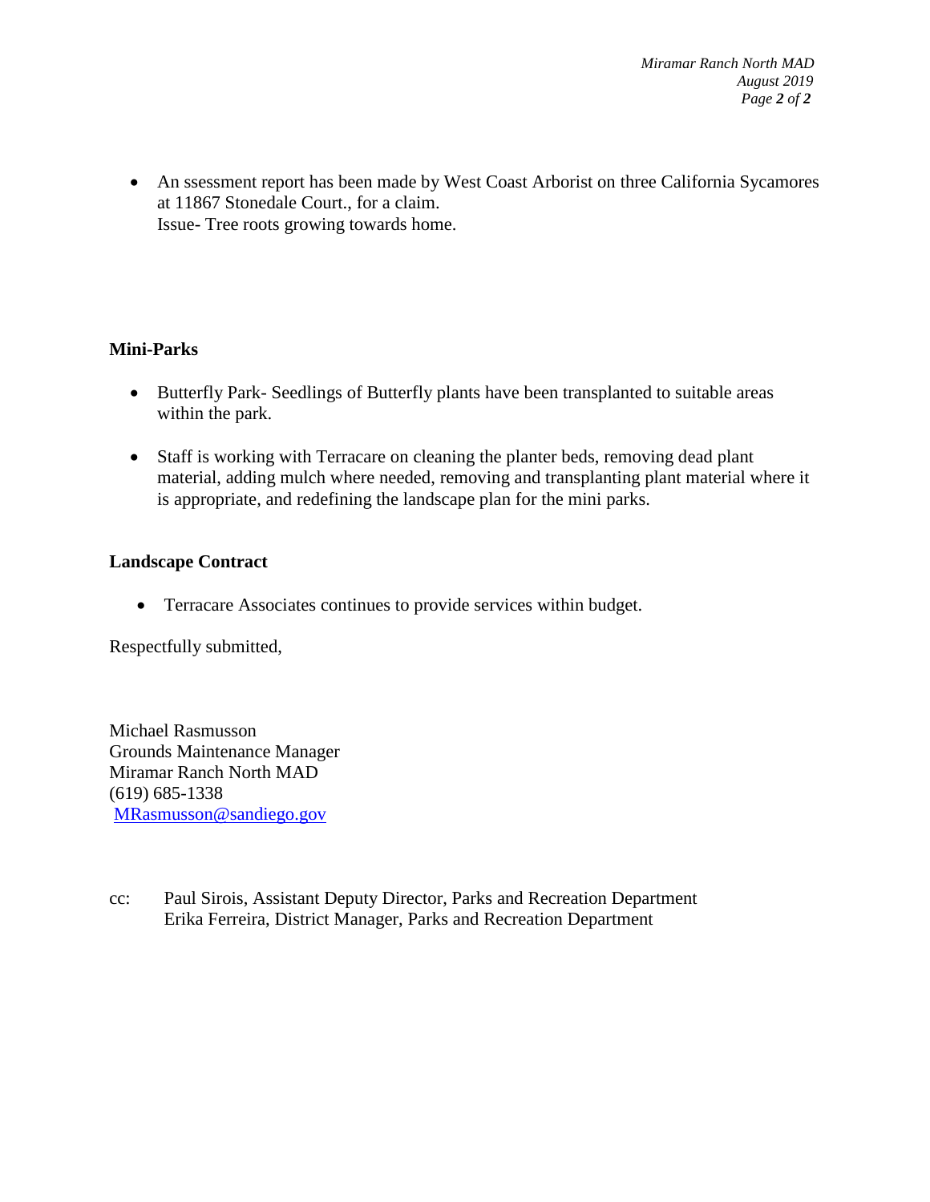- An ssessment report has been made by West Coast Arborist on three California Sycamores at 11867 Stonedale Court., for a claim.
  Issue- Tree roots growing towards home.

**Mini-Parks**

- Butterfly Park- Seedlings of Butterfly plants have been transplanted to suitable areas within the park.

- Staff is working with Terracare on cleaning the planter beds, removing dead plant material, adding mulch where needed, removing and transplanting plant material where it is appropriate, and redefining the landscape plan for the mini parks.

**Landscape Contract**

- Terracare Associates continues to provide services within budget.

Respectfully submitted,

Michael Rasmusson
Grounds Maintenance Manager
Miramar Ranch North MAD
(619) 685-1338
MRasmusson@sandiego.gov

cc: Paul Sirois, Assistant Deputy Director, Parks and Recreation Department
Erika Ferreira, District Manager, Parks and Recreation Department